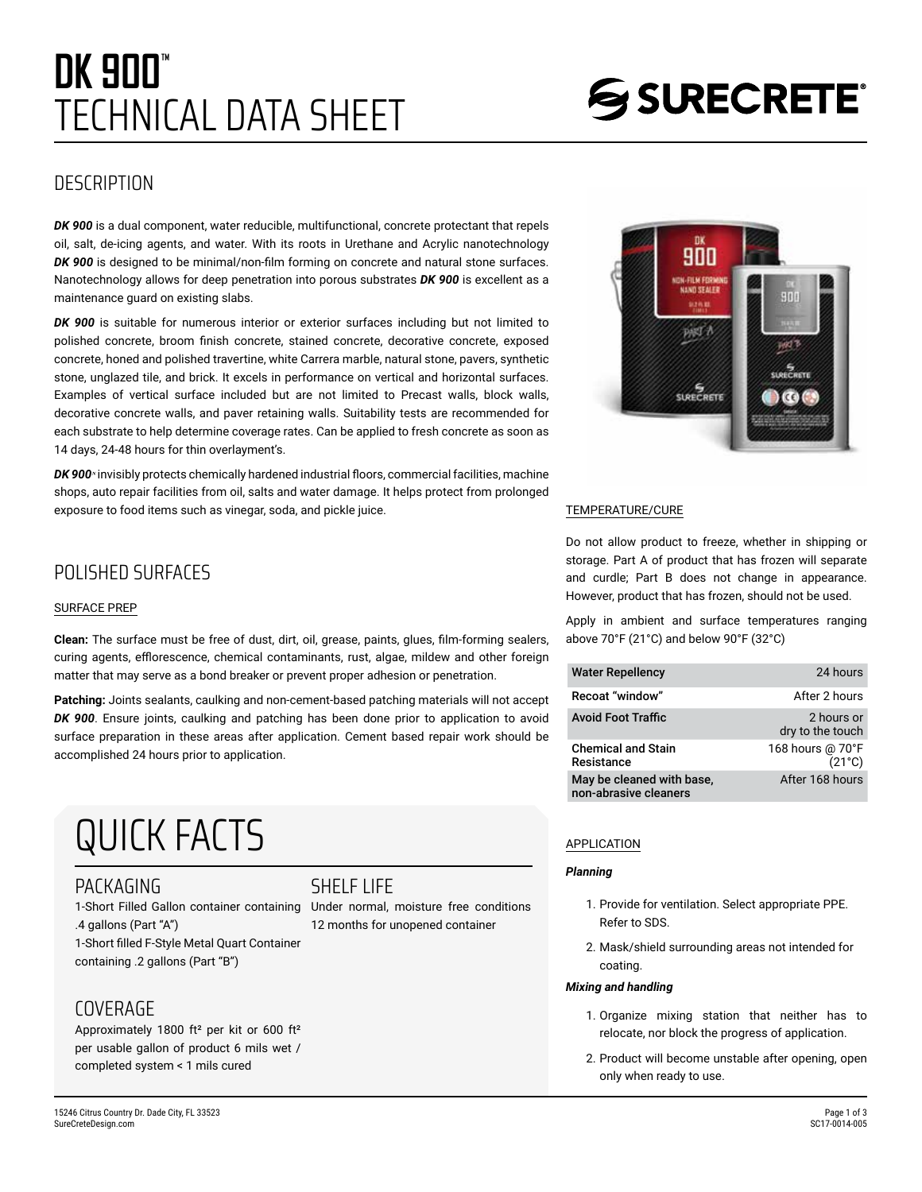# DK 900™
# TECHNICAL DATA SHEET

## DESCRIPTION

***DK 900*** is a dual component, water reducible, multifunctional, concrete protectant that repels oil, salt, de-icing agents, and water. With its roots in Urethane and Acrylic nanotechnology ***DK 900*** is designed to be minimal/non-film forming on concrete and natural stone surfaces. Nanotechnology allows for deep penetration into porous substrates ***DK 900*** is excellent as a maintenance guard on existing slabs.

***DK 900*** is suitable for numerous interior or exterior surfaces including but not limited to polished concrete, broom finish concrete, stained concrete, decorative concrete, exposed concrete, honed and polished travertine, white Carrera marble, natural stone, pavers, synthetic stone, unglazed tile, and brick. It excels in performance on vertical and horizontal surfaces. Examples of vertical surface included but are not limited to Precast walls, block walls, decorative concrete walls, and paver retaining walls. Suitability tests are recommended for each substrate to help determine coverage rates. Can be applied to fresh concrete as soon as 14 days, 24-48 hours for thin overlayment's.

***DK 900***™ invisibly protects chemically hardened industrial floors, commercial facilities, machine shops, auto repair facilities from oil, salts and water damage. It helps protect from prolonged exposure to food items such as vinegar, soda, and pickle juice.

## POLISHED SURFACES

### SURFACE PREP

**Clean:** The surface must be free of dust, dirt, oil, grease, paints, glues, film-forming sealers, curing agents, efflorescence, chemical contaminants, rust, algae, mildew and other foreign matter that may serve as a bond breaker or prevent proper adhesion or penetration.

**Patching:** Joints sealants, caulking and non-cement-based patching materials will not accept ***DK 900***. Ensure joints, caulking and patching has been done prior to application to avoid surface preparation in these areas after application. Cement based repair work should be accomplished 24 hours prior to application.

## QUICK FACTS

### PACKAGING

1-Short Filled Gallon container containing .4 gallons (Part "A")
1-Short filled F-Style Metal Quart Container containing .2 gallons (Part "B")

### SHELF LIFE

Under normal, moisture free conditions 12 months for unopened container

### COVERAGE

Approximately 1800 ft² per kit or 600 ft² per usable gallon of product 6 mils wet / completed system < 1 mils cured

### TEMPERATURE/CURE

Do not allow product to freeze, whether in shipping or storage. Part A of product that has frozen will separate and curdle; Part B does not change in appearance. However, product that has frozen, should not be used.

Apply in ambient and surface temperatures ranging above 70°F (21°C) and below 90°F (32°C)

| | |
|---|---|
| **Water Repellency** | 24 hours |
| **Recoat "window"** | After 2 hours |
| **Avoid Foot Traffic** | 2 hours or dry to the touch |
| **Chemical and Stain Resistance** | 168 hours @ 70°F (21°C) |
| **May be cleaned with base, non-abrasive cleaners** | After 168 hours |

### APPLICATION

***Planning***

1. Provide for ventilation. Select appropriate PPE. Refer to SDS.
2. Mask/shield surrounding areas not intended for coating.

***Mixing and handling***

1. Organize mixing station that neither has to relocate, nor block the progress of application.
2. Product will become unstable after opening, open only when ready to use.

15246 Citrus Country Dr. Dade City, FL 33523
SureCreteDesign.com

SC17-0014-005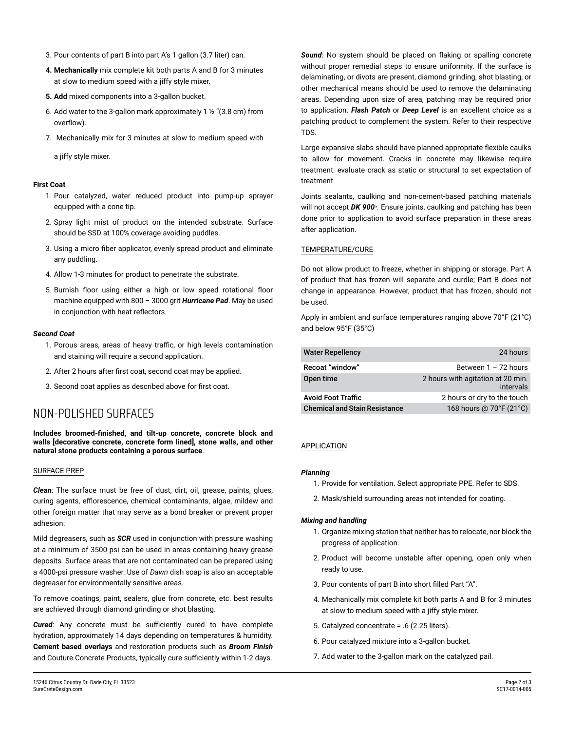3. Pour contents of part B into part A's 1 gallon (3.7 liter) can.
4. **Mechanically** mix complete kit both parts A and B for 3 minutes at slow to medium speed with a jiffy style mixer.
5. **Add** mixed components into a 3-gallon bucket.
6. Add water to the 3-gallon mark approximately 1 ½ "(3.8 cm) from overflow).
7. Mechanically mix for 3 minutes at slow to medium speed with a jiffy style mixer.

**First Coat**

1. Pour catalyzed, water reduced product into pump-up sprayer equipped with a cone tip.
2. Spray light mist of product on the intended substrate. Surface should be SSD at 100% coverage avoiding puddles.
3. Using a micro fiber applicator, evenly spread product and eliminate any puddling.
4. Allow 1-3 minutes for product to penetrate the substrate.
5. Burnish floor using either a high or low speed rotational floor machine equipped with 800 – 3000 grit ***Hurricane Pad***. May be used in conjunction with heat reflectors.

***Second Coat***

1. Porous areas, areas of heavy traffic, or high levels contamination and staining will require a second application.
2. After 2 hours after first coat, second coat may be applied.
3. Second coat applies as described above for first coat.

## NON-POLISHED SURFACES

**Includes broomed-finished, and tilt-up concrete, concrete block and walls [decorative concrete, concrete form lined], stone walls, and other natural stone products containing a porous surface**.

SURFACE PREP

***Clean***: The surface must be free of dust, dirt, oil, grease, paints, glues, curing agents, efflorescence, chemical contaminants, algae, mildew and other foreign matter that may serve as a bond breaker or prevent proper adhesion.

Mild degreasers, such as ***SCR*** used in conjunction with pressure washing at a minimum of 3500 psi can be used in areas containing heavy grease deposits. Surface areas that are not contaminated can be prepared using a 4000-psi pressure washer. Use of *Dawn* dish soap is also an acceptable degreaser for environmentally sensitive areas.

To remove coatings, paint, sealers, glue from concrete, etc. best results are achieved through diamond grinding or shot blasting.

***Cured***: Any concrete must be sufficiently cured to have complete hydration, approximately 14 days depending on temperatures & humidity. **Cement based overlays** and restoration products such as ***Broom Finish*** and Couture Concrete Products, typically cure sufficiently within 1-2 days.

***Sound***: No system should be placed on flaking or spalling concrete without proper remedial steps to ensure uniformity. If the surface is delaminating, or divots are present, diamond grinding, shot blasting, or other mechanical means should be used to remove the delaminating areas. Depending upon size of area, patching may be required prior to application. ***Flash Patch*** or ***Deep Level*** is an excellent choice as a patching product to complement the system. Refer to their respective TDS.

Large expansive slabs should have planned appropriate flexible caulks to allow for movement. Cracks in concrete may likewise require treatment: evaluate crack as static or structural to set expectation of treatment.

Joints sealants, caulking and non-cement-based patching materials will not accept ***DK 900***™. Ensure joints, caulking and patching has been done prior to application to avoid surface preparation in these areas after application.

TEMPERATURE/CURE

Do not allow product to freeze, whether in shipping or storage. Part A of product that has frozen will separate and curdle; Part B does not change in appearance. However, product that has frozen, should not be used.

Apply in ambient and surface temperatures ranging above 70°F (21°C) and below 95°F (35°C)

| | |
|---|---|
| **Water Repellency** | 24 hours |
| **Recoat "window"** | Between 1 – 72 hours |
| **Open time** | 2 hours with agitation at 20 min. intervals |
| **Avoid Foot Traffic** | 2 hours or dry to the touch |
| **Chemical and Stain Resistance** | 168 hours @ 70°F (21°C) |

APPLICATION

***Planning***

1. Provide for ventilation. Select appropriate PPE. Refer to SDS.
2. Mask/shield surrounding areas not intended for coating.

***Mixing and handling***

1. Organize mixing station that neither has to relocate, nor block the progress of application.
2. Product will become unstable after opening, open only when ready to use.
3. Pour contents of part B into short filled Part "A".
4. Mechanically mix complete kit both parts A and B for 3 minutes at slow to medium speed with a jiffy style mixer.
5. Catalyzed concentrate = .6 (2.25 liters).
6. Pour catalyzed mixture into a 3-gallon bucket.
7. Add water to the 3-gallon mark on the catalyzed pail.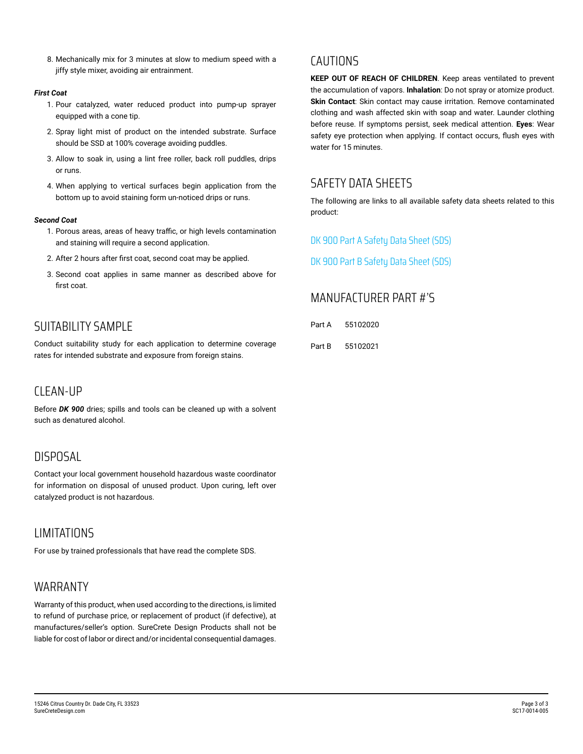8. Mechanically mix for 3 minutes at slow to medium speed with a jiffy style mixer, avoiding air entrainment.

***First Coat***

1. Pour catalyzed, water reduced product into pump-up sprayer equipped with a cone tip.
2. Spray light mist of product on the intended substrate. Surface should be SSD at 100% coverage avoiding puddles.
3. Allow to soak in, using a lint free roller, back roll puddles, drips or runs.
4. When applying to vertical surfaces begin application from the bottom up to avoid staining form un-noticed drips or runs.

***Second Coat***

1. Porous areas, areas of heavy traffic, or high levels contamination and staining will require a second application.
2. After 2 hours after first coat, second coat may be applied.
3. Second coat applies in same manner as described above for first coat.

## SUITABILITY SAMPLE

Conduct suitability study for each application to determine coverage rates for intended substrate and exposure from foreign stains.

## CLEAN-UP

Before ***DK 900*** dries; spills and tools can be cleaned up with a solvent such as denatured alcohol.

## DISPOSAL

Contact your local government household hazardous waste coordinator for information on disposal of unused product. Upon curing, left over catalyzed product is not hazardous.

## LIMITATIONS

For use by trained professionals that have read the complete SDS.

## WARRANTY

Warranty of this product, when used according to the directions, is limited to refund of purchase price, or replacement of product (if defective), at manufactures/seller's option. SureCrete Design Products shall not be liable for cost of labor or direct and/or incidental consequential damages.

## CAUTIONS

**KEEP OUT OF REACH OF CHILDREN**. Keep areas ventilated to prevent the accumulation of vapors. **Inhalation**: Do not spray or atomize product. **Skin Contact**: Skin contact may cause irritation. Remove contaminated clothing and wash affected skin with soap and water. Launder clothing before reuse. If symptoms persist, seek medical attention. **Eyes**: Wear safety eye protection when applying. If contact occurs, flush eyes with water for 15 minutes.

## SAFETY DATA SHEETS

The following are links to all available safety data sheets related to this product:

DK 900 Part A Safety Data Sheet (SDS)

DK 900 Part B Safety Data Sheet (SDS)

## MANUFACTURER PART #'S

| | |
|---|---|
| Part A | 55102020 |
| Part B | 55102021 |